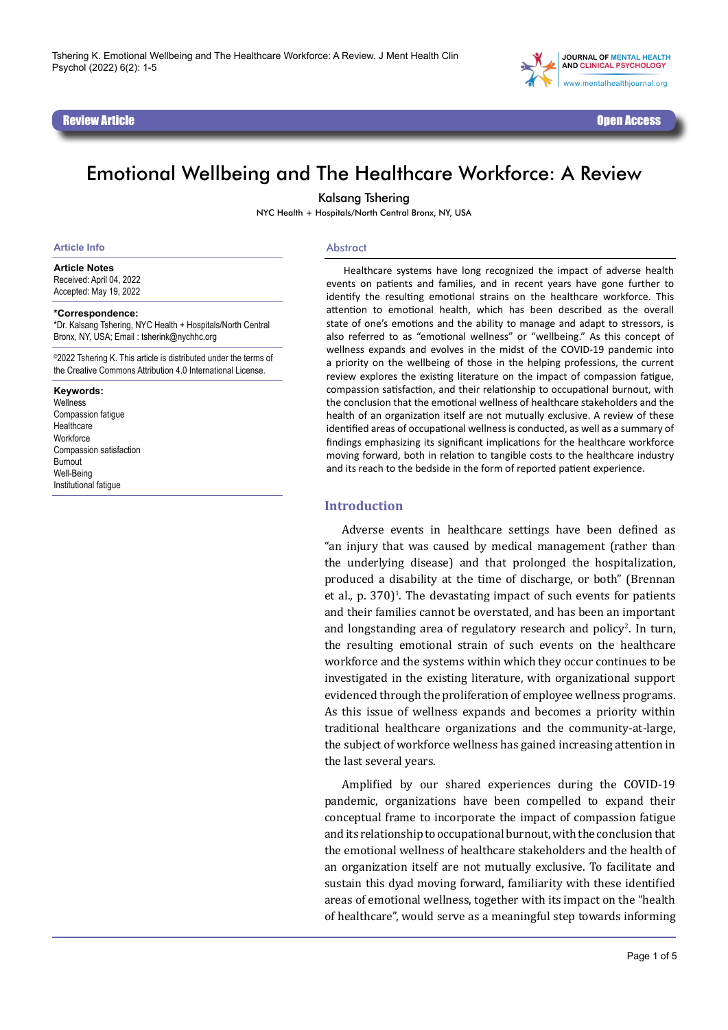Review Article | Open Access

# Emotional Wellbeing and The Healthcare Workforce: A Review

Kalsang Tshering

NYC Health + Hospitals/North Central Bronx, NY, USA

## Article Info

**Article Notes**
Received: April 04, 2022
Accepted: May 19, 2022

**\*Correspondence:**
\*Dr. Kalsang Tshering, NYC Health + Hospitals/North Central Bronx, NY, USA; Email : tsherink@nychhc.org

©2022 Tshering K. This article is distributed under the terms of the Creative Commons Attribution 4.0 International License.

**Keywords:**
Wellness
Compassion fatigue
Healthcare
Workforce
Compassion satisfaction
Burnout
Well-Being
Institutional fatigue

## Abstract

Healthcare systems have long recognized the impact of adverse health events on patients and families, and in recent years have gone further to identify the resulting emotional strains on the healthcare workforce. This attention to emotional health, which has been described as the overall state of one's emotions and the ability to manage and adapt to stressors, is also referred to as "emotional wellness" or "wellbeing." As this concept of wellness expands and evolves in the midst of the COVID-19 pandemic into a priority on the wellbeing of those in the helping professions, the current review explores the existing literature on the impact of compassion fatigue, compassion satisfaction, and their relationship to occupational burnout, with the conclusion that the emotional wellness of healthcare stakeholders and the health of an organization itself are not mutually exclusive. A review of these identified areas of occupational wellness is conducted, as well as a summary of findings emphasizing its significant implications for the healthcare workforce moving forward, both in relation to tangible costs to the healthcare industry and its reach to the bedside in the form of reported patient experience.

## Introduction

Adverse events in healthcare settings have been defined as "an injury that was caused by medical management (rather than the underlying disease) and that prolonged the hospitalization, produced a disability at the time of discharge, or both" (Brennan et al., p. 370)[1]. The devastating impact of such events for patients and their families cannot be overstated, and has been an important and longstanding area of regulatory research and policy[2]. In turn, the resulting emotional strain of such events on the healthcare workforce and the systems within which they occur continues to be investigated in the existing literature, with organizational support evidenced through the proliferation of employee wellness programs. As this issue of wellness expands and becomes a priority within traditional healthcare organizations and the community-at-large, the subject of workforce wellness has gained increasing attention in the last several years.

Amplified by our shared experiences during the COVID-19 pandemic, organizations have been compelled to expand their conceptual frame to incorporate the impact of compassion fatigue and its relationship to occupational burnout, with the conclusion that the emotional wellness of healthcare stakeholders and the health of an organization itself are not mutually exclusive. To facilitate and sustain this dyad moving forward, familiarity with these identified areas of emotional wellness, together with its impact on the "health of healthcare", would serve as a meaningful step towards informing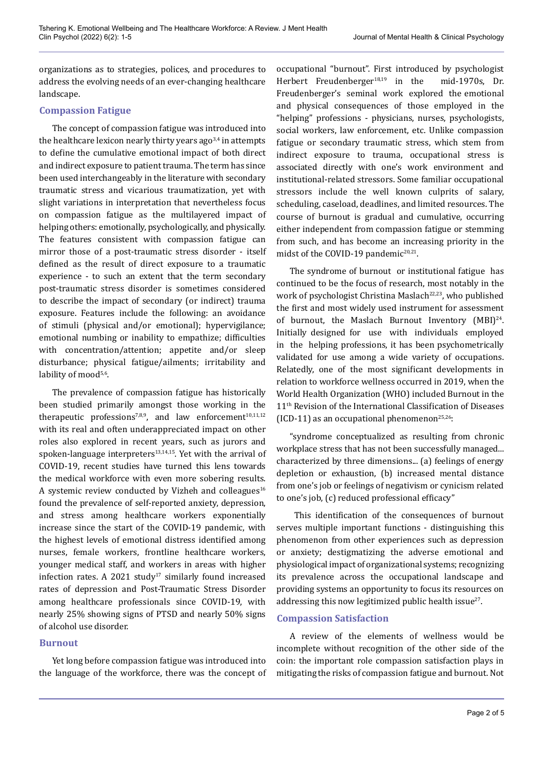organizations as to strategies, polices, and procedures to address the evolving needs of an ever-changing healthcare landscape.

## Compassion Fatigue

The concept of compassion fatigue was introduced into the healthcare lexicon nearly thirty years ago[3,4] in attempts to define the cumulative emotional impact of both direct and indirect exposure to patient trauma. The term has since been used interchangeably in the literature with secondary traumatic stress and vicarious traumatization, yet with slight variations in interpretation that nevertheless focus on compassion fatigue as the multilayered impact of helping others: emotionally, psychologically, and physically. The features consistent with compassion fatigue can mirror those of a post-traumatic stress disorder - itself defined as the result of direct exposure to a traumatic experience - to such an extent that the term secondary post-traumatic stress disorder is sometimes considered to describe the impact of secondary (or indirect) trauma exposure. Features include the following: an avoidance of stimuli (physical and/or emotional); hypervigilance; emotional numbing or inability to empathize; difficulties with concentration/attention; appetite and/or sleep disturbance; physical fatigue/ailments; irritability and lability of mood[5,6].

The prevalence of compassion fatigue has historically been studied primarily amongst those working in the therapeutic professions[7,8,9], and law enforcement[10,11,12] with its real and often underappreciated impact on other roles also explored in recent years, such as jurors and spoken-language interpreters[13,14,15]. Yet with the arrival of COVID-19, recent studies have turned this lens towards the medical workforce with even more sobering results. A systemic review conducted by Vizheh and colleagues[16] found the prevalence of self-reported anxiety, depression, and stress among healthcare workers exponentially increase since the start of the COVID-19 pandemic, with the highest levels of emotional distress identified among nurses, female workers, frontline healthcare workers, younger medical staff, and workers in areas with higher infection rates. A 2021 study[17] similarly found increased rates of depression and Post-Traumatic Stress Disorder among healthcare professionals since COVID-19, with nearly 25% showing signs of PTSD and nearly 50% signs of alcohol use disorder.

## Burnout

Yet long before compassion fatigue was introduced into the language of the workforce, there was the concept of occupational "burnout". First introduced by psychologist Herbert Freudenberger[18,19] in the mid-1970s, Dr. Freudenberger's seminal work explored the emotional and physical consequences of those employed in the "helping" professions - physicians, nurses, psychologists, social workers, law enforcement, etc. Unlike compassion fatigue or secondary traumatic stress, which stem from indirect exposure to trauma, occupational stress is associated directly with one's work environment and institutional-related stressors. Some familiar occupational stressors include the well known culprits of salary, scheduling, caseload, deadlines, and limited resources. The course of burnout is gradual and cumulative, occurring either independent from compassion fatigue or stemming from such, and has become an increasing priority in the midst of the COVID-19 pandemic[20,21].

The syndrome of burnout or institutional fatigue has continued to be the focus of research, most notably in the work of psychologist Christina Maslach[22,23], who published the first and most widely used instrument for assessment of burnout, the Maslach Burnout Inventory (MBI)[24]. Initially designed for use with individuals employed in the helping professions, it has been psychometrically validated for use among a wide variety of occupations. Relatedly, one of the most significant developments in relation to workforce wellness occurred in 2019, when the World Health Organization (WHO) included Burnout in the 11th Revision of the International Classification of Diseases (ICD-11) as an occupational phenomenon[25,26]:

"syndrome conceptualized as resulting from chronic workplace stress that has not been successfully managed... characterized by three dimensions... (a) feelings of energy depletion or exhaustion, (b) increased mental distance from one's job or feelings of negativism or cynicism related to one's job, (c) reduced professional efficacy"

This identification of the consequences of burnout serves multiple important functions - distinguishing this phenomenon from other experiences such as depression or anxiety; destigmatizing the adverse emotional and physiological impact of organizational systems; recognizing its prevalence across the occupational landscape and providing systems an opportunity to focus its resources on addressing this now legitimized public health issue[27].

## Compassion Satisfaction

A review of the elements of wellness would be incomplete without recognition of the other side of the coin: the important role compassion satisfaction plays in mitigating the risks of compassion fatigue and burnout. Not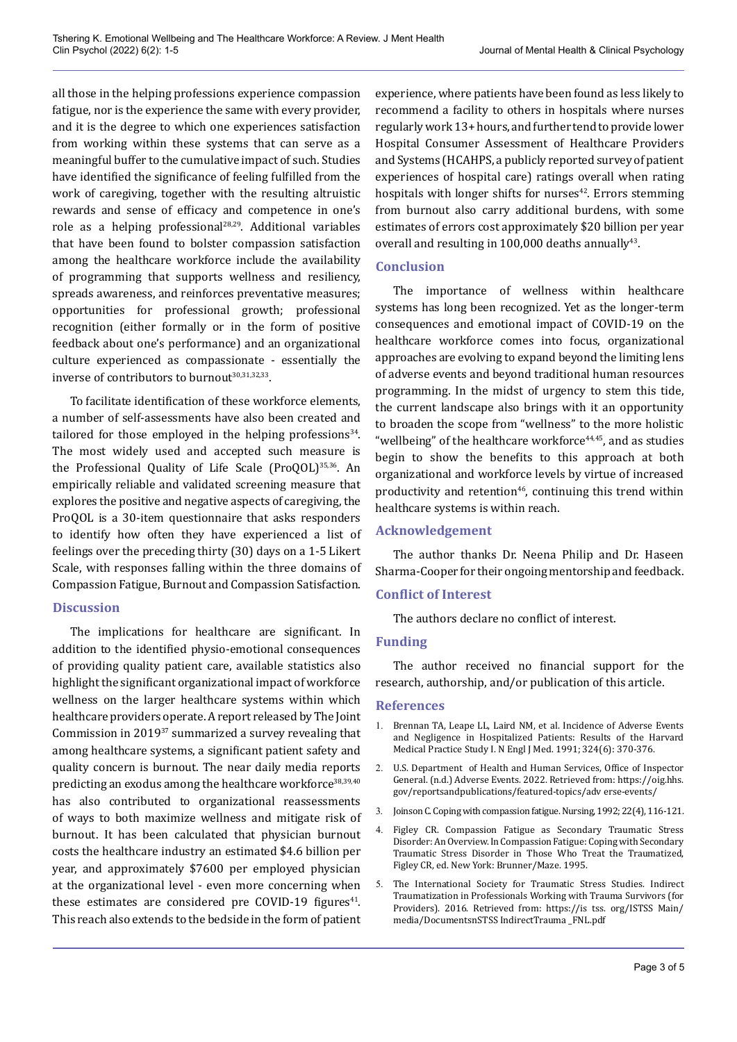all those in the helping professions experience compassion fatigue, nor is the experience the same with every provider, and it is the degree to which one experiences satisfaction from working within these systems that can serve as a meaningful buffer to the cumulative impact of such. Studies have identified the significance of feeling fulfilled from the work of caregiving, together with the resulting altruistic rewards and sense of efficacy and competence in one's role as a helping professional[28,29]. Additional variables that have been found to bolster compassion satisfaction among the healthcare workforce include the availability of programming that supports wellness and resiliency, spreads awareness, and reinforces preventative measures; opportunities for professional growth; professional recognition (either formally or in the form of positive feedback about one's performance) and an organizational culture experienced as compassionate - essentially the inverse of contributors to burnout[30,31,32,33].

To facilitate identification of these workforce elements, a number of self-assessments have also been created and tailored for those employed in the helping professions[34]. The most widely used and accepted such measure is the Professional Quality of Life Scale (ProQOL)[35,36]. An empirically reliable and validated screening measure that explores the positive and negative aspects of caregiving, the ProQOL is a 30-item questionnaire that asks responders to identify how often they have experienced a list of feelings over the preceding thirty (30) days on a 1-5 Likert Scale, with responses falling within the three domains of Compassion Fatigue, Burnout and Compassion Satisfaction.

## Discussion

The implications for healthcare are significant. In addition to the identified physio-emotional consequences of providing quality patient care, available statistics also highlight the significant organizational impact of workforce wellness on the larger healthcare systems within which healthcare providers operate. A report released by The Joint Commission in 2019[37] summarized a survey revealing that among healthcare systems, a significant patient safety and quality concern is burnout. The near daily media reports predicting an exodus among the healthcare workforce[38,39,40] has also contributed to organizational reassessments of ways to both maximize wellness and mitigate risk of burnout. It has been calculated that physician burnout costs the healthcare industry an estimated $4.6 billion per year, and approximately $7600 per employed physician at the organizational level - even more concerning when these estimates are considered pre COVID-19 figures[41]. This reach also extends to the bedside in the form of patient experience, where patients have been found as less likely to recommend a facility to others in hospitals where nurses regularly work 13+ hours, and further tend to provide lower Hospital Consumer Assessment of Healthcare Providers and Systems (HCAHPS, a publicly reported survey of patient experiences of hospital care) ratings overall when rating hospitals with longer shifts for nurses[42]. Errors stemming from burnout also carry additional burdens, with some estimates of errors cost approximately $20 billion per year overall and resulting in 100,000 deaths annually[43].

## Conclusion

The importance of wellness within healthcare systems has long been recognized. Yet as the longer-term consequences and emotional impact of COVID-19 on the healthcare workforce comes into focus, organizational approaches are evolving to expand beyond the limiting lens of adverse events and beyond traditional human resources programming. In the midst of urgency to stem this tide, the current landscape also brings with it an opportunity to broaden the scope from "wellness" to the more holistic "wellbeing" of the healthcare workforce[44,45], and as studies begin to show the benefits to this approach at both organizational and workforce levels by virtue of increased productivity and retention[46], continuing this trend within healthcare systems is within reach.

## Acknowledgement

The author thanks Dr. Neena Philip and Dr. Haseen Sharma-Cooper for their ongoing mentorship and feedback.

## Conflict of Interest

The authors declare no conflict of interest.

## Funding

The author received no financial support for the research, authorship, and/or publication of this article.

## References

1. Brennan TA, Leape LL, Laird NM, et al. Incidence of Adverse Events and Negligence in Hospitalized Patients: Results of the Harvard Medical Practice Study I. N Engl J Med. 1991; 324(6): 370-376.
2. U.S. Department of Health and Human Services, Office of Inspector General. (n.d.) Adverse Events. 2022. Retrieved from: https://oig.hhs.gov/reportsandpublications/featured-topics/adv erse-events/
3. Joinson C. Coping with compassion fatigue. Nursing, 1992; 22(4), 116-121.
4. Figley CR. Compassion Fatigue as Secondary Traumatic Stress Disorder: An Overview. In Compassion Fatigue: Coping with Secondary Traumatic Stress Disorder in Those Who Treat the Traumatized, Figley CR, ed. New York: Brunner/Maze. 1995.
5. The International Society for Traumatic Stress Studies. Indirect Traumatization in Professionals Working with Trauma Survivors (for Providers). 2016. Retrieved from: https://is tss. org/ISTSS Main/ media/DocumentsnSTSS IndirectTrauma _FNL.pdf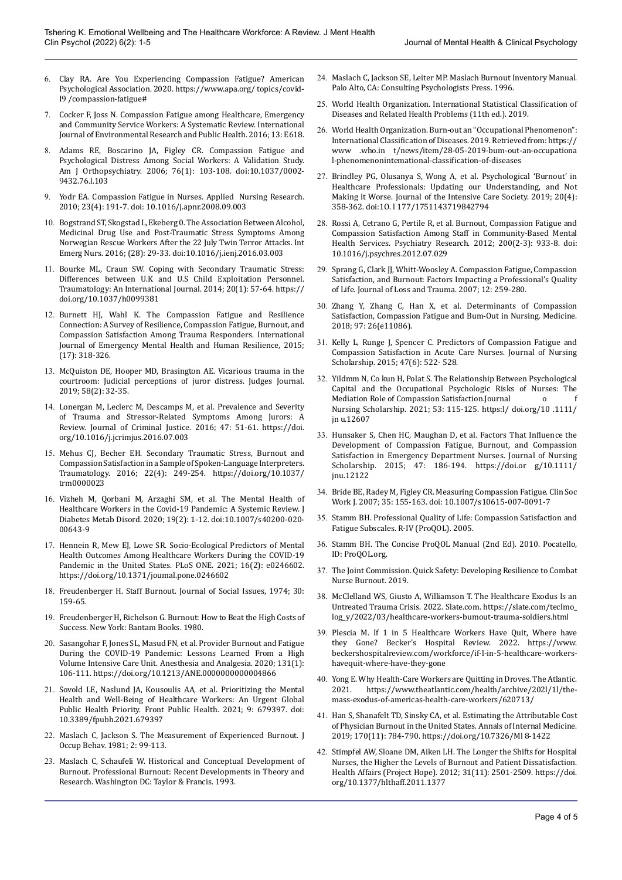6. Clay RA. Are You Experiencing Compassion Fatigue? American Psychological Association. 2020. https://www.apa.org/ topics/covid-I9 /compassion-fatigue#
7. Cocker F, Joss N. Compassion Fatigue among Healthcare, Emergency and Community Service Workers: A Systematic Review. International Journal of Environmental Research and Public Health. 2016; 13: E618.
8. Adams RE, Boscarino JA, Figley CR. Compassion Fatigue and Psychological Distress Among Social Workers: A Validation Study. Am J Orthopsychiatry. 2006; 76(1): 103-108. doi:10.1037/0002-9432.76.l.103
9. Yodr EA. Compassion Fatigue in Nurses. Applied Nursing Research. 2010; 23(4): 191-7. doi: 10.1016/j.apnr.2008.09.003
10. Bogstrand ST, Skogstad L, Ekeberg 0. The Association Between Alcohol, Medicinal Drug Use and Post-Traumatic Stress Symptoms Among Norwegian Rescue Workers After the 22 July Twin Terror Attacks. Int Emerg Nurs. 2016; (28): 29-33. doi:10.1016/j.ienj.2016.03.003
11. Bourke ML, Craun SW. Coping with Secondary Traumatic Stress: Differences between U.K and U.S Child Exploitation Personnel. Traumatology: An International Journal. 2014; 20(1): 57-64. https://doi.org/10.1037/h0099381
12. Burnett HJ, Wahl K. The Compassion Fatigue and Resilience Connection: A Survey of Resilience, Compassion Fatigue, Burnout, and Compassion Satisfaction Among Trauma Responders. International Journal of Emergency Mental Health and Human Resilience, 2015; (17): 318-326.
13. McQuiston DE, Hooper MD, Brasington AE. Vicarious trauma in the courtroom: Judicial perceptions of juror distress. Judges Journal. 2019; 58(2): 32-35.
14. Lonergan M, Leclerc M, Descamps M, et al. Prevalence and Severity of Trauma and Stressor-Related Symptoms Among Jurors: A Review. Journal of Criminal Justice. 2016; 47: 51-61. https://doi.org/10.1016/j.jcrimjus.2016.07.003
15. Mehus CJ, Becher EH. Secondary Traumatic Stress, Burnout and Compassion Satisfaction in a Sample of Spoken-Language Interpreters. Traumatology. 2016; 22(4): 249-254. https://doi.org/10.1037/trm0000023
16. Vizheh M, Qorbani M, Arzaghi SM, et al. The Mental Health of Healthcare Workers in the Covid-19 Pandemic: A Systemic Review. J Diabetes Metab Disord. 2020; 19(2): 1-12. doi:10.1007/s40200-020-00643-9
17. Hennein R, Mew EJ, Lowe SR. Socio-Ecological Predictors of Mental Health Outcomes Among Healthcare Workers During the COVID-19 Pandemic in the United States. PLoS ONE. 2021; 16(2): e0246602. https://doi.org/10.1371/joumal.pone.0246602
18. Freudenberger H. Staff Burnout. Journal of Social Issues, 1974; 30: 159-65.
19. Freudenberger H, Richelson G. Burnout: How to Beat the High Costs of Success. New York: Bantam Books. 1980.
20. Sasangohar F, Jones SL, Masud FN, et al. Provider Burnout and Fatigue During the COVID-19 Pandemic: Lessons Learned From a High Volume Intensive Care Unit. Anesthesia and Analgesia. 2020; 131(1): 106-111. https://doi.org/10.1213/ANE.0000000000004866
21. Sovold LE, Naslund JA, Kousoulis AA, et al. Prioritizing the Mental Health and Well-Being of Healthcare Workers: An Urgent Global Public Health Priority. Front Public Health. 2021; 9: 679397. doi: 10.3389/fpubh.2021.679397
22. Maslach C, Jackson S. The Measurement of Experienced Burnout. J Occup Behav. 1981; 2: 99-113.
23. Maslach C, Schaufeli W. Historical and Conceptual Development of Burnout. Professional Burnout: Recent Developments in Theory and Research. Washington DC: Taylor & Francis. 1993.
24. Maslach C, Jackson SE, Leiter MP. Maslach Burnout Inventory Manual. Palo Alto, CA: Consulting Psychologists Press. 1996.
25. World Health Organization. International Statistical Classification of Diseases and Related Health Problems (11th ed.). 2019.
26. World Health Organization. Burn-out an "Occupational Phenomenon": International Classification of Diseases. 2019. Retrieved from: https:// www .who.in t/news/item/28-05-2019-bum-out-an-occupationa l-phenomenonintemational-classification-of-diseases
27. Brindley PG, Olusanya S, Wong A, et al. Psychological 'Burnout' in Healthcare Professionals: Updating our Understanding, and Not Making it Worse. Journal of the Intensive Care Society. 2019; 20(4): 358-362. doi:10. l 177/1751143719842794
28. Rossi A, Cetrano G, Pertile R, et al. Burnout, Compassion Fatigue and Compassion Satisfaction Among Staff in Community-Based Mental Health Services. Psychiatry Research. 2012; 200(2-3): 933-8. doi: 10.1016/j.psychres.2012.07.029
29. Sprang G, Clark JJ, Whitt-Woosley A. Compassion Fatigue, Compassion Satisfaction, and Burnout: Factors Impacting a Professional's Quality of Life. Journal of Loss and Trauma. 2007; 12: 259-280.
30. Zhang Y, Zhang C, Han X, et al. Determinants of Compassion Satisfaction, Compassion Fatigue and Bum-Out in Nursing. Medicine. 2018; 97: 26(e11086).
31. Kelly L, Runge J, Spencer C. Predictors of Compassion Fatigue and Compassion Satisfaction in Acute Care Nurses. Journal of Nursing Scholarship. 2015; 47(6): 522- 528.
32. Yildmm N, Co kun H, Polat S. The Relationship Between Psychological Capital and the Occupational Psychologic Risks of Nurses: The Mediation Role of Compassion Satisfaction.Journal o f Nursing Scholarship. 2021; 53: 115-125. https:l/ doi.org/10 .1111/ jn u.12607
33. Hunsaker S, Chen HC, Maughan D, et al. Factors That Influence the Development of Compassion Fatigue, Burnout, and Compassion Satisfaction in Emergency Department Nurses. Journal of Nursing Scholarship. 2015; 47: 186-194. https://doi.or g/10.1111/ jnu.12122
34. Bride BE, Radey M, Figley CR. Measuring Compassion Fatigue. Clin Soc Work J. 2007; 35: 155-163. doi: 10.1007/s10615-007-0091-7
35. Stamm BH. Professional Quality of Life: Compassion Satisfaction and Fatigue Subscales. R-IV (ProQOL). 2005.
36. Stamm BH. The Concise ProQOL Manual (2nd Ed). 2010. Pocatello, ID: ProQOL.org.
37. The Joint Commission. Quick Safety: Developing Resilience to Combat Nurse Burnout. 2019.
38. McClelland WS, Giusto A, Williamson T. The Healthcare Exodus Is an Untreated Trauma Crisis. 2022. Slate.com. https://slate.com/teclmo_log_y/2022/03/healthcare-workers-bumout-trauma-soldiers.html
39. Plescia M. If 1 in 5 Healthcare Workers Have Quit, Where have they Gone? Becker's Hospital Review. 2022. https://www.beckershospitalreview.com/workforce/if-l-in-5-healthcare-workers-havequit-where-have-they-gone
40. Yong E. Why Health-Care Workers are Quitting in Droves. The Atlantic. 2021. https://www.theatlantic.com/health/archive/202l/1l/the-mass-exodus-of-americas-health-care-workers/620713/
41. Han S, Shanafelt TD, Sinsky CA, et al. Estimating the Attributable Cost of Physician Burnout in the United States. Annals of Internal Medicine. 2019; 170(11): 784-790. https://doi.org/10.7326/Ml 8-1422
42. Stimpfel AW, Sloane DM, Aiken LH. The Longer the Shifts for Hospital Nurses, the Higher the Levels of Burnout and Patient Dissatisfaction. Health Affairs (Project Hope). 2012; 31(11): 2501-2509. https://doi.org/10.1377/hlthaff.2011.1377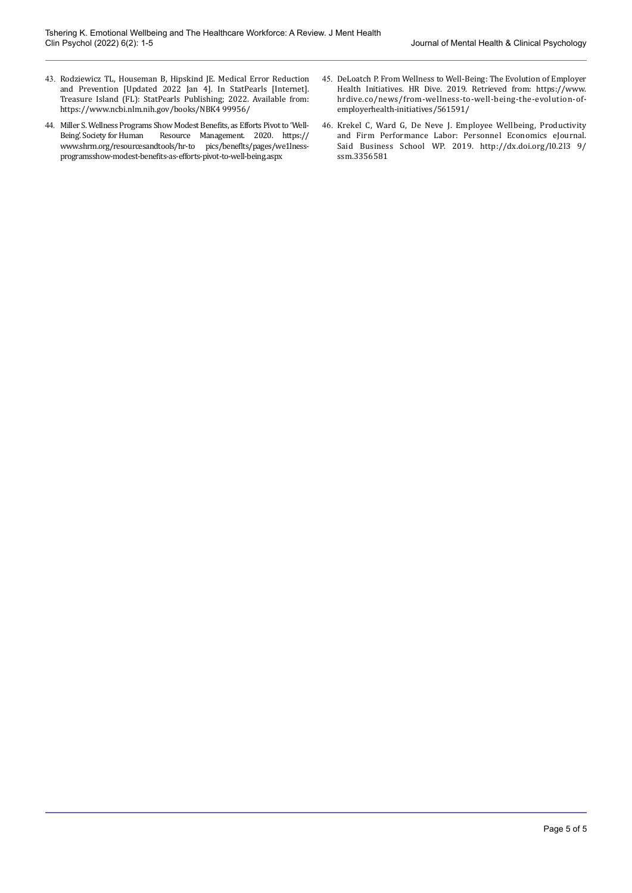43. Rodziewicz TL, Houseman B, Hipskind JE. Medical Error Reduction and Prevention [Updated 2022 Jan 4]. In StatPearls [Internet]. Treasure Island (FL): StatPearls Publishing; 2022. Available from: https://www.ncbi.nlm.nih.gov/books/NBK4 99956/

44. Miller S. Wellness Programs Show Modest Benefits, as Efforts Pivot to 'Well-Being'. Society for Human Resource Management. 2020. https:// www.shrm.org/resourcesandtools/hr-to pics/benefIts/pages/we1lness-programsshow-modest-benefits-as-efforts-pivot-to-well-being.aspx

45. DeLoatch P. From Wellness to Well-Being: The Evolution of Employer Health Initiatives. HR Dive. 2019. Retrieved from: https://www. hrdive.co/news/from-wellness-to-well-being-the-evolution-of-employerhealth-initiatives/561591/

46. Krekel C, Ward G, De Neve J. Employee Wellbeing, Productivity and Firm Performance Labor: Personnel Economics eJournal. Said Business School WP. 2019. http://dx.doi.org/l0.2l3 9/ ssm.3356581